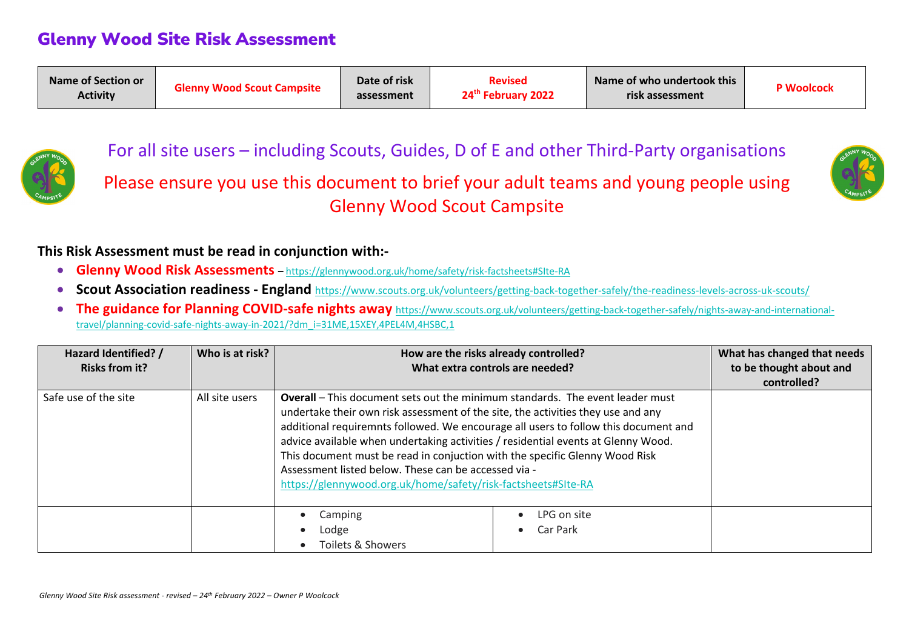# Glenny Wood Site Risk Assessment

| Name of Section or Activity | Glenny Wood Scout Campsite | Date of risk assessment | Revised 24th February 2022 | Name of who undertook this risk assessment | P Woolcock |
|---|---|---|---|---|---|

For all site users – including Scouts, Guides, D of E and other Third-Party organisations

Please ensure you use this document to brief your adult teams and young people using Glenny Wood Scout Campsite

**This Risk Assessment must be read in conjunction with:-**

- **Glenny Wood Risk Assessments** – https://glennywood.org.uk/home/safety/risk-factsheets#SIte-RA
- **Scout Association readiness - England** https://www.scouts.org.uk/volunteers/getting-back-together-safely/the-readiness-levels-across-uk-scouts/
- **The guidance for Planning COVID-safe nights away** https://www.scouts.org.uk/volunteers/getting-back-together-safely/nights-away-and-international-travel/planning-covid-safe-nights-away-in-2021/?dm_i=31ME,15XEY,4PEL4M,4HSBC,1

| Hazard Identified? / Risks from it? | Who is at risk? | How are the risks already controlled? What extra controls are needed? | | What has changed that needs to be thought about and controlled? |
|---|---|---|---|---|
| Safe use of the site | All site users | **Overall** – This document sets out the minimum standards. The event leader must undertake their own risk assessment of the site, the activities they use and any additional requiremnts followed. We encourage all users to follow this document and advice available when undertaking activities / residential events at Glenny Wood. This document must be read in conjuction with the specific Glenny Wood Risk Assessment listed below. These can be accessed via - https://glennywood.org.uk/home/safety/risk-factsheets#SIte-RA | | |
| | | • Camping<br>• Lodge<br>• Toilets & Showers | • LPG on site<br>• Car Park | |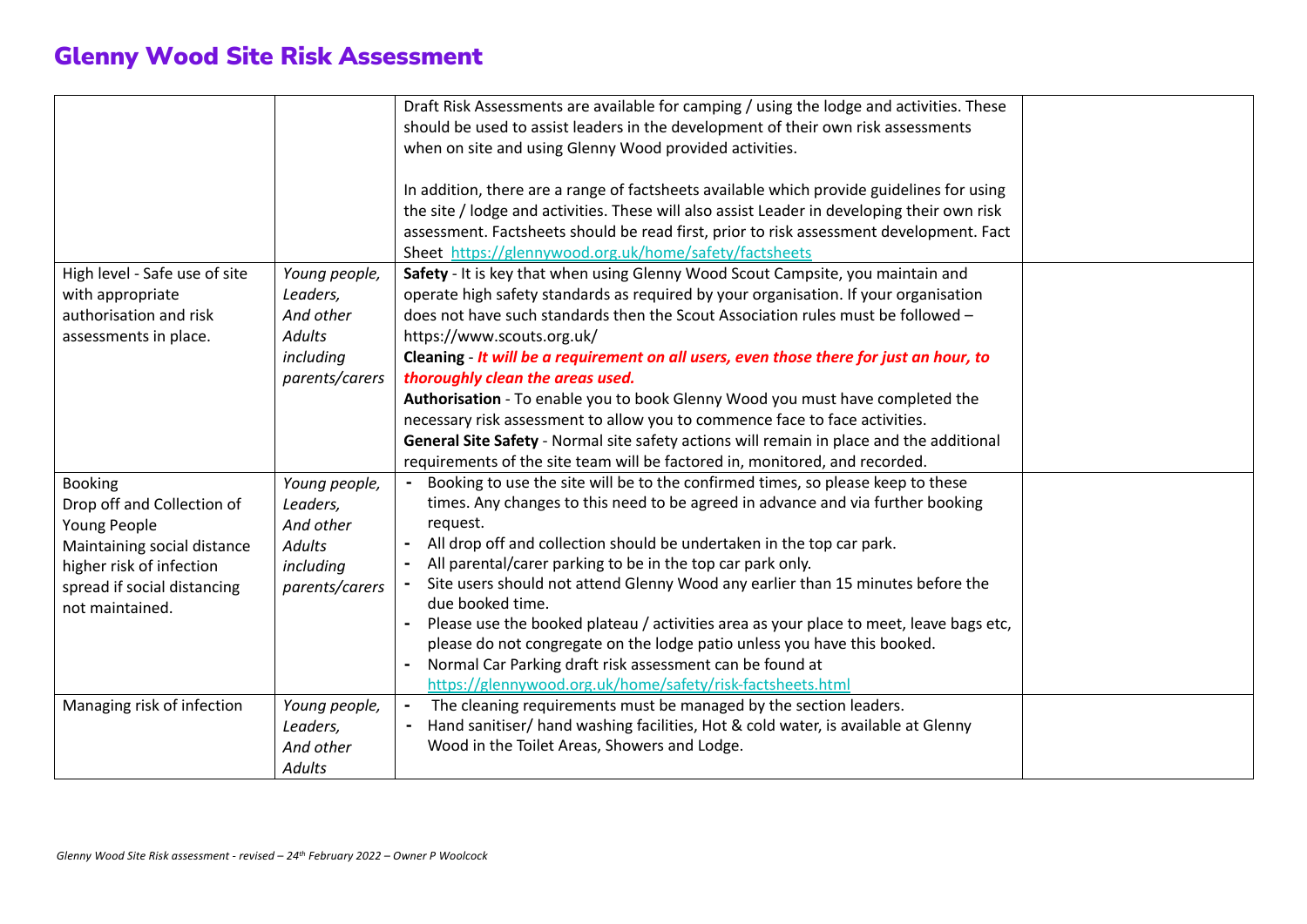# Glenny Wood Site Risk Assessment

| | | | |
|---|---|---|---|
| | | Draft Risk Assessments are available for camping / using the lodge and activities. These should be used to assist leaders in the development of their own risk assessments when on site and using Glenny Wood provided activities.<br><br>In addition, there are a range of factsheets available which provide guidelines for using the site / lodge and activities. These will also assist Leader in developing their own risk assessment. Factsheets should be read first, prior to risk assessment development. Fact Sheet https://glennywood.org.uk/home/safety/factsheets | |
| High level - Safe use of site with appropriate authorisation and risk assessments in place. | *Young people, Leaders, And other Adults including parents/carers* | **Safety** - It is key that when using Glenny Wood Scout Campsite, you maintain and operate high safety standards as required by your organisation. If your organisation does not have such standards then the Scout Association rules must be followed – https://www.scouts.org.uk/<br>**Cleaning** - ***It will be a requirement on all users, even those there for just an hour, to thoroughly clean the areas used.***<br>**Authorisation** - To enable you to book Glenny Wood you must have completed the necessary risk assessment to allow you to commence face to face activities.<br>**General Site Safety** - Normal site safety actions will remain in place and the additional requirements of the site team will be factored in, monitored, and recorded. | |
| Booking<br>Drop off and Collection of Young People<br>Maintaining social distance higher risk of infection spread if social distancing not maintained. | *Young people, Leaders, And other Adults including parents/carers* | - Booking to use the site will be to the confirmed times, so please keep to these times. Any changes to this need to be agreed in advance and via further booking request.<br>- All drop off and collection should be undertaken in the top car park.<br>- All parental/carer parking to be in the top car park only.<br>- Site users should not attend Glenny Wood any earlier than 15 minutes before the due booked time.<br>- Please use the booked plateau / activities area as your place to meet, leave bags etc, please do not congregate on the lodge patio unless you have this booked.<br>- Normal Car Parking draft risk assessment can be found at https://glennywood.org.uk/home/safety/risk-factsheets.html | |
| Managing risk of infection | *Young people, Leaders, And other Adults* | - The cleaning requirements must be managed by the section leaders.<br>- Hand sanitiser/ hand washing facilities, Hot & cold water, is available at Glenny Wood in the Toilet Areas, Showers and Lodge. | |

*Glenny Wood Site Risk assessment - revised – 24th February 2022 – Owner P Woolcock*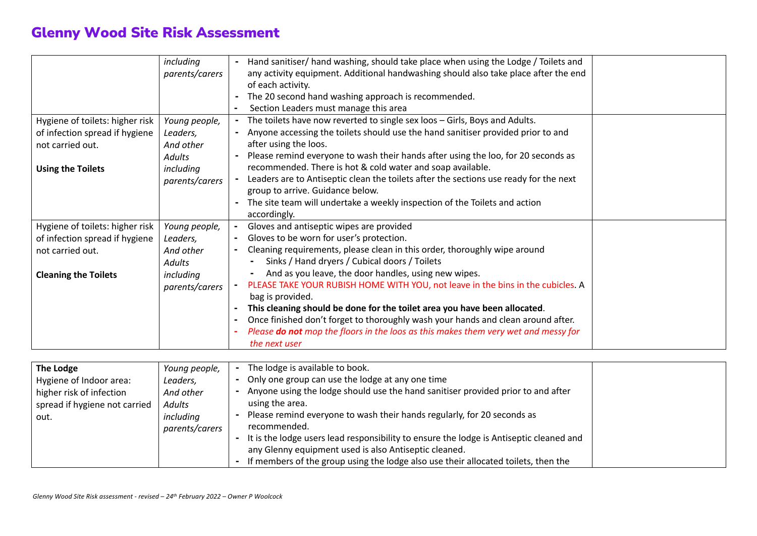# Glenny Wood Site Risk Assessment

| | | | |
|---|---|---|---|
| | *including parents/carers* | - Hand sanitiser/ hand washing, should take place when using the Lodge / Toilets and any activity equipment. Additional handwashing should also take place after the end of each activity.<br>- The 20 second hand washing approach is recommended.<br>- Section Leaders must manage this area | |
| Hygiene of toilets: higher risk of infection spread if hygiene not carried out.<br><br>**Using the Toilets** | *Young people, Leaders, And other Adults including parents/carers* | - The toilets have now reverted to single sex loos – Girls, Boys and Adults.<br>- Anyone accessing the toilets should use the hand sanitiser provided prior to and after using the loos.<br>- Please remind everyone to wash their hands after using the loo, for 20 seconds as recommended. There is hot & cold water and soap available.<br>- Leaders are to Antiseptic clean the toilets after the sections use ready for the next group to arrive. Guidance below.<br>- The site team will undertake a weekly inspection of the Toilets and action accordingly. | |
| Hygiene of toilets: higher risk of infection spread if hygiene not carried out.<br><br>**Cleaning the Toilets** | *Young people, Leaders, And other Adults including parents/carers* | - Gloves and antiseptic wipes are provided<br>- Gloves to be worn for user's protection.<br>- Cleaning requirements, please clean in this order, thoroughly wipe around<br>&nbsp;&nbsp;&nbsp;&nbsp;- Sinks / Hand dryers / Cubical doors / Toilets<br>&nbsp;&nbsp;&nbsp;&nbsp;- And as you leave, the door handles, using new wipes.<br>- PLEASE TAKE YOUR RUBISH HOME WITH YOU, not leave in the bins in the cubicles. A bag is provided.<br>- **This cleaning should be done for the toilet area you have been allocated**.<br>- Once finished don't forget to thoroughly wash your hands and clean around after.<br>- *Please **do not** mop the floors in the loos as this makes them very wet and messy for the next user* | |

| | | | |
|---|---|---|---|
| **The Lodge**<br>Hygiene of Indoor area: higher risk of infection spread if hygiene not carried out. | *Young people, Leaders, And other Adults including parents/carers* | - The lodge is available to book.<br>- Only one group can use the lodge at any one time<br>- Anyone using the lodge should use the hand sanitiser provided prior to and after using the area.<br>- Please remind everyone to wash their hands regularly, for 20 seconds as recommended.<br>- It is the lodge users lead responsibility to ensure the lodge is Antiseptic cleaned and any Glenny equipment used is also Antiseptic cleaned.<br>- If members of the group using the lodge also use their allocated toilets, then the | |

*Glenny Wood Site Risk assessment - revised – 24th February 2022 – Owner P Woolcock*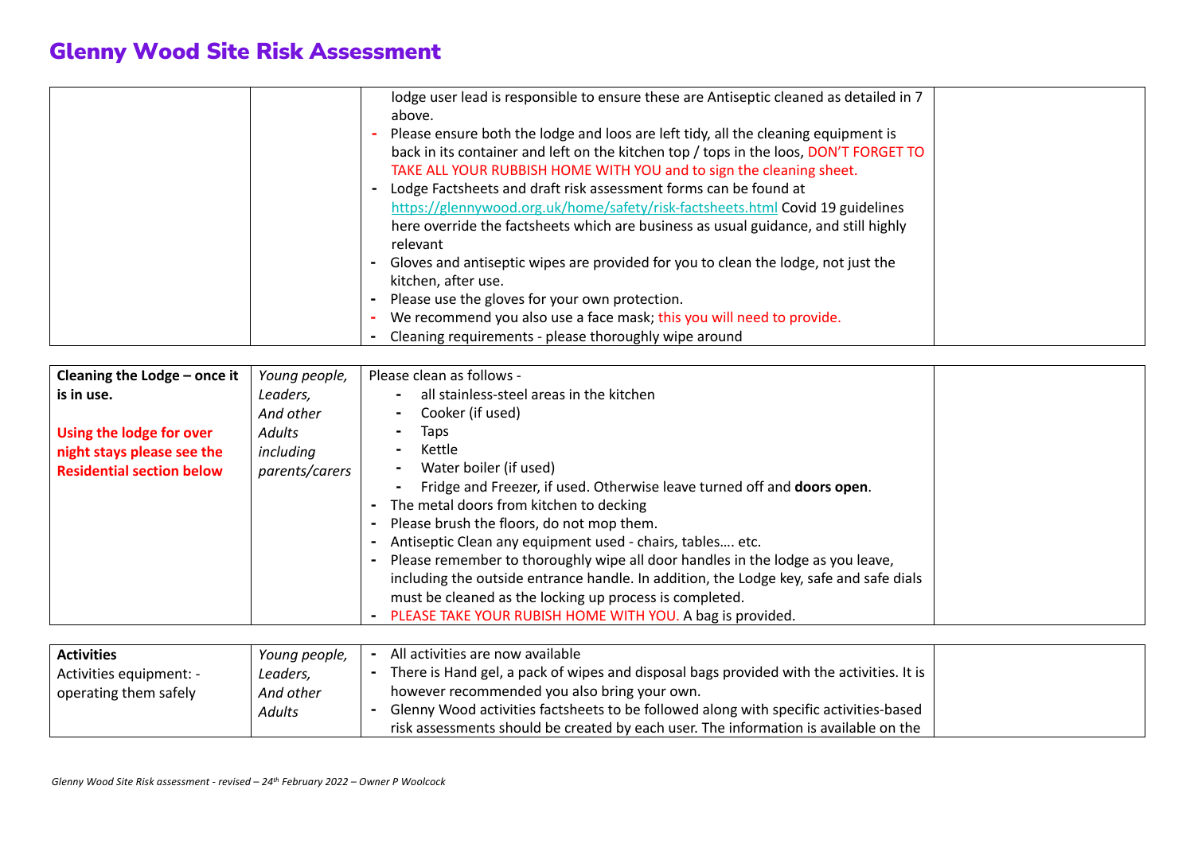# Glenny Wood Site Risk Assessment

| | | | |
|---|---|---|---|
| | | lodge user lead is responsible to ensure these are Antiseptic cleaned as detailed in 7 above.<br>- Please ensure both the lodge and loos are left tidy, all the cleaning equipment is back in its container and left on the kitchen top / tops in the loos, DON'T FORGET TO TAKE ALL YOUR RUBBISH HOME WITH YOU and to sign the cleaning sheet.<br>- Lodge Factsheets and draft risk assessment forms can be found at https://glennywood.org.uk/home/safety/risk-factsheets.html Covid 19 guidelines here override the factsheets which are business as usual guidance, and still highly relevant<br>- Gloves and antiseptic wipes are provided for you to clean the lodge, not just the kitchen, after use.<br>- Please use the gloves for your own protection.<br>- We recommend you also use a face mask; this you will need to provide.<br>- Cleaning requirements - please thoroughly wipe around | |
| **Cleaning the Lodge – once it is in use.**<br><br>**Using the lodge for over night stays please see the Residential section below** | *Young people, Leaders, And other Adults including parents/carers* | Please clean as follows -<br>- all stainless-steel areas in the kitchen<br>- Cooker (if used)<br>- Taps<br>- Kettle<br>- Water boiler (if used)<br>- Fridge and Freezer, if used. Otherwise leave turned off and **doors open**.<br>- The metal doors from kitchen to decking<br>- Please brush the floors, do not mop them.<br>- Antiseptic Clean any equipment used - chairs, tables…. etc.<br>- Please remember to thoroughly wipe all door handles in the lodge as you leave, including the outside entrance handle. In addition, the Lodge key, safe and safe dials must be cleaned as the locking up process is completed.<br>- PLEASE TAKE YOUR RUBISH HOME WITH YOU. A bag is provided. | |
| **Activities**<br>Activities equipment: - operating them safely | *Young people, Leaders, And other Adults* | - All activities are now available<br>- There is Hand gel, a pack of wipes and disposal bags provided with the activities. It is however recommended you also bring your own.<br>- Glenny Wood activities factsheets to be followed along with specific activities-based risk assessments should be created by each user. The information is available on the | |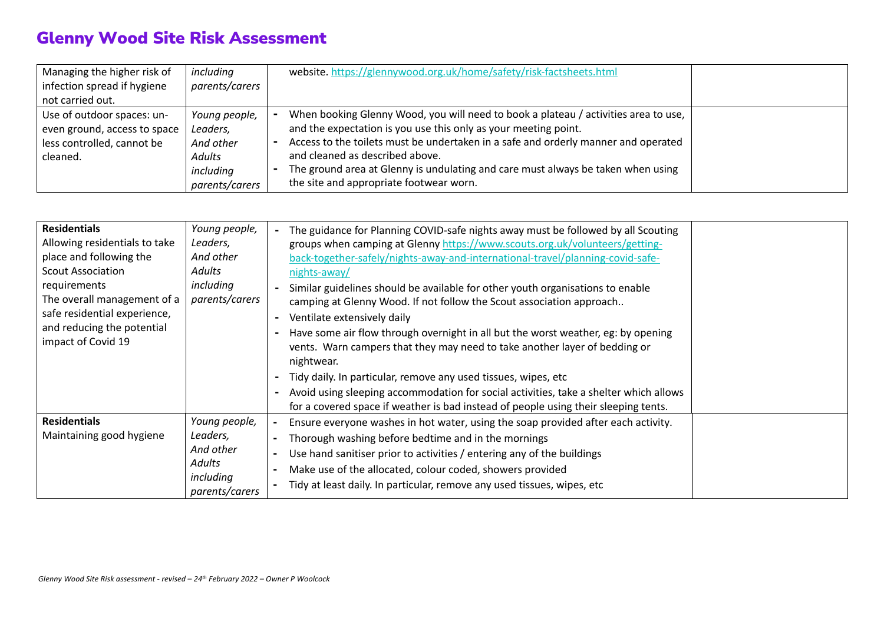# Glenny Wood Site Risk Assessment

| | | | |
|---|---|---|---|
| Managing the higher risk of infection spread if hygiene not carried out. | *including parents/carers* | website. https://glennywood.org.uk/home/safety/risk-factsheets.html | |
| Use of outdoor spaces: un-even ground, access to space less controlled, cannot be cleaned. | *Young people, Leaders, And other Adults including parents/carers* | - When booking Glenny Wood, you will need to book a plateau / activities area to use, and the expectation is you use this only as your meeting point.<br>- Access to the toilets must be undertaken in a safe and orderly manner and operated and cleaned as described above.<br>- The ground area at Glenny is undulating and care must always be taken when using the site and appropriate footwear worn. | |

| | | | |
|---|---|---|---|
| **Residentials**<br>Allowing residentials to take place and following the Scout Association requirements<br>The overall management of a safe residential experience, and reducing the potential impact of Covid 19 | *Young people, Leaders, And other Adults including parents/carers* | - The guidance for Planning COVID-safe nights away must be followed by all Scouting groups when camping at Glenny https://www.scouts.org.uk/volunteers/getting-back-together-safely/nights-away-and-international-travel/planning-covid-safe-nights-away/<br>- Similar guidelines should be available for other youth organisations to enable camping at Glenny Wood. If not follow the Scout association approach..<br>- Ventilate extensively daily<br>- Have some air flow through overnight in all but the worst weather, eg: by opening vents. Warn campers that they may need to take another layer of bedding or nightwear.<br>- Tidy daily. In particular, remove any used tissues, wipes, etc<br>- Avoid using sleeping accommodation for social activities, take a shelter which allows for a covered space if weather is bad instead of people using their sleeping tents. | |
| **Residentials**<br>Maintaining good hygiene | *Young people, Leaders, And other Adults including parents/carers* | - Ensure everyone washes in hot water, using the soap provided after each activity.<br>- Thorough washing before bedtime and in the mornings<br>- Use hand sanitiser prior to activities / entering any of the buildings<br>- Make use of the allocated, colour coded, showers provided<br>- Tidy at least daily. In particular, remove any used tissues, wipes, etc | |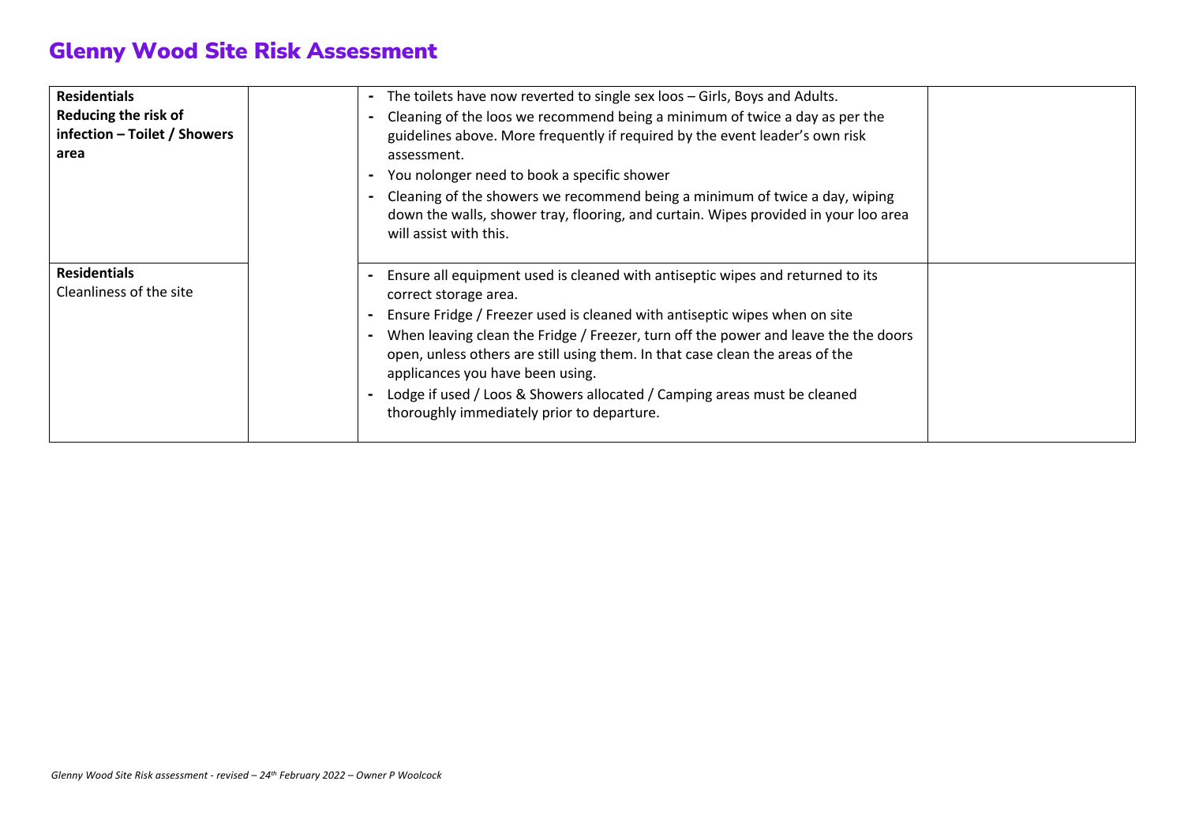# Glenny Wood Site Risk Assessment

| | | | |
|---|---|---|---|
| **Residentials**<br>**Reducing the risk of infection – Toilet / Showers area** | | - The toilets have now reverted to single sex loos – Girls, Boys and Adults.<br>- Cleaning of the loos we recommend being a minimum of twice a day as per the guidelines above. More frequently if required by the event leader's own risk assessment.<br>- You nolonger need to book a specific shower<br>- Cleaning of the showers we recommend being a minimum of twice a day, wiping down the walls, shower tray, flooring, and curtain. Wipes provided in your loo area will assist with this. | |
| **Residentials**<br>Cleanliness of the site | | - Ensure all equipment used is cleaned with antiseptic wipes and returned to its correct storage area.<br>- Ensure Fridge / Freezer used is cleaned with antiseptic wipes when on site<br>- When leaving clean the Fridge / Freezer, turn off the power and leave the the doors open, unless others are still using them. In that case clean the areas of the applicances you have been using.<br>- Lodge if used / Loos & Showers allocated / Camping areas must be cleaned thoroughly immediately prior to departure. | |